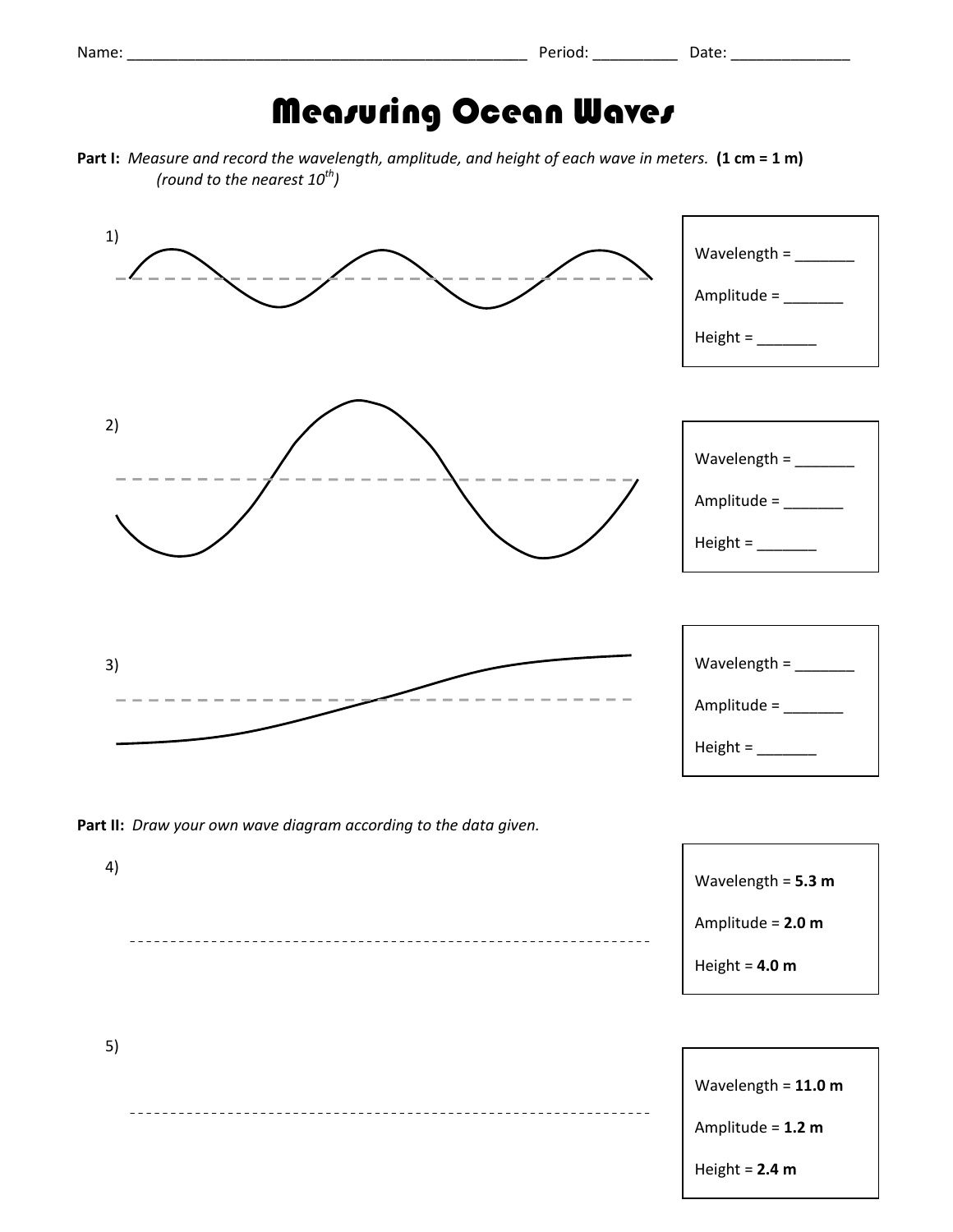Name: _______________________________________________ Period: __________ Date: ______________

# Measuring Ocean Waves

**Part I:** *Measure and record the wavelength, amplitude, and height of each wave in meters.* **(1 cm = 1 m)** *(round to the nearest 10th)*

1)

Wavelength = _______

Amplitude = _______

Height = _______

2)

Wavelength = _______

Amplitude = _______

Height = _______

3)

Wavelength = _______

Amplitude = _______

Height = _______

**Part II:** *Draw your own wave diagram according to the data given.*

4)

Wavelength = **5.3 m**

Amplitude = **2.0 m**

Height = **4.0 m**

5)

Wavelength = **11.0 m**

Amplitude = **1.2 m**

Height = **2.4 m**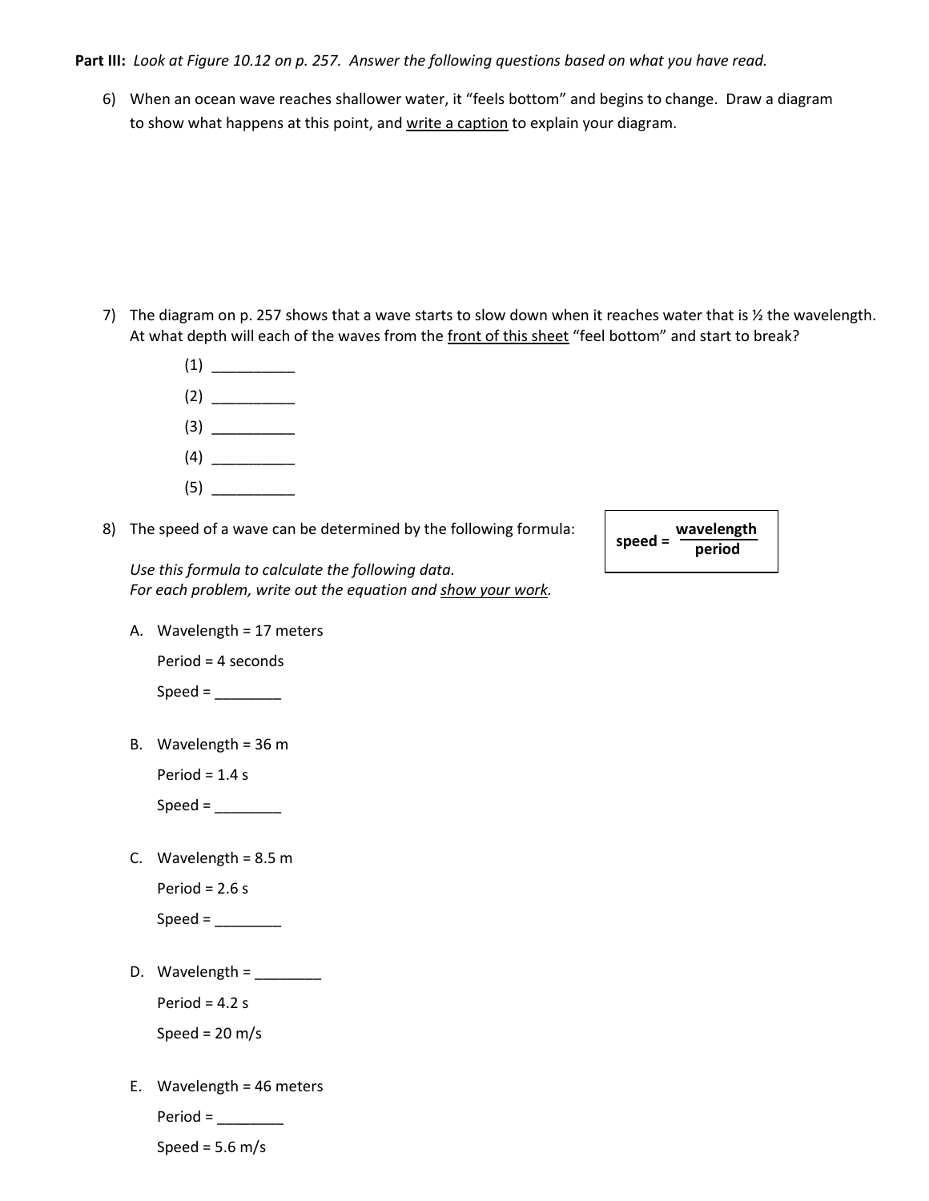**Part III:** *Look at Figure 10.12 on p. 257. Answer the following questions based on what you have read.*

6) When an ocean wave reaches shallower water, it "feels bottom" and begins to change. Draw a diagram to show what happens at this point, and write a caption to explain your diagram.

7) The diagram on p. 257 shows that a wave starts to slow down when it reaches water that is ½ the wavelength. At what depth will each of the waves from the front of this sheet "feel bottom" and start to break?

   (1) __________

   (2) __________

   (3) __________

   (4) __________

   (5) __________

8) The speed of a wave can be determined by the following formula:

$$\textbf{speed} = \frac{\textbf{wavelength}}{\textbf{period}}$$

*Use this formula to calculate the following data.*
*For each problem, write out the equation and show your work.*

A. Wavelength = 17 meters

   Period = 4 seconds

   Speed = ________

B. Wavelength = 36 m

   Period = 1.4 s

   Speed = ________

C. Wavelength = 8.5 m

   Period = 2.6 s

   Speed = ________

D. Wavelength = ________

   Period = 4.2 s

   Speed = 20 m/s

E. Wavelength = 46 meters

   Period = ________

   Speed = 5.6 m/s